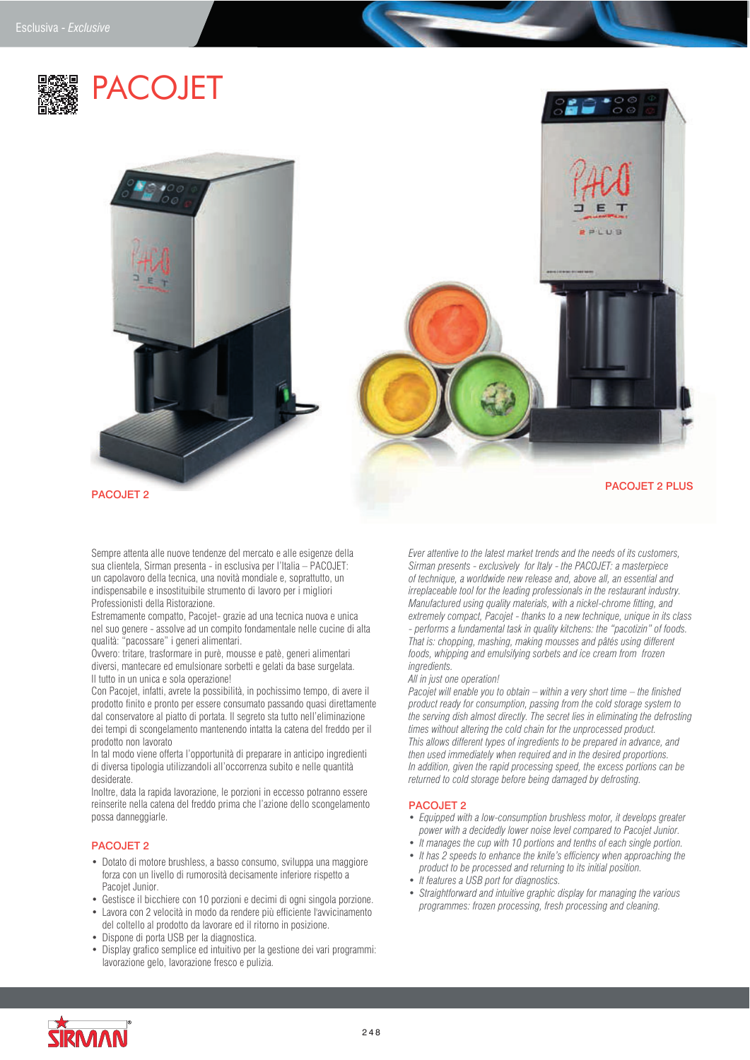# PACOJET

PACOJET 2

PACOJET 2 PLUS

Sempre attenta alle nuove tendenze del mercato e alle esigenze della sua clientela, Sirman presenta - in esclusiva per l'Italia – PACOJET: un capolavoro della tecnica, una novità mondiale e, soprattutto, un indispensabile e insostituibile strumento di lavoro per i migliori Professionisti della Ristorazione.
Estremamente compatto, Pacojet- grazie ad una tecnica nuova e unica nel suo genere - assolve ad un compito fondamentale nelle cucine di alta qualità: "pacossare" i generi alimentari.
Ovvero: tritare, trasformare in purè, mousse e patè, generi alimentari diversi, mantecare ed emulsionare sorbetti e gelati da base surgelata.
Il tutto in un unica e sola operazione!
Con Pacojet, infatti, avrete la possibilità, in pochissimo tempo, di avere il prodotto finito e pronto per essere consumato passando quasi direttamente dal conservatore al piatto di portata. Il segreto sta tutto nell'eliminazione dei tempi di scongelamento mantenendo intatta la catena del freddo per il prodotto non lavorato
In tal modo viene offerta l'opportunità di preparare in anticipo ingredienti di diversa tipologia utilizzandoli all'occorrenza subito e nelle quantità desiderate.
Inoltre, data la rapida lavorazione, le porzioni in eccesso potranno essere reinserite nella catena del freddo prima che l'azione dello scongelamento possa danneggiarle.

## PACOJET 2

- Dotato di motore brushless, a basso consumo, sviluppa una maggiore forza con un livello di rumorosità decisamente inferiore rispetto a Pacojet Junior.
- Gestisce il bicchiere con 10 porzioni e decimi di ogni singola porzione.
- Lavora con 2 velocità in modo da rendere più efficiente l'avvicinamento del coltello al prodotto da lavorare ed il ritorno in posizione.
- Dispone di porta USB per la diagnostica.
- Display grafico semplice ed intuitivo per la gestione dei vari programmi: lavorazione gelo, lavorazione fresco e pulizia.

*Ever attentive to the latest market trends and the needs of its customers, Sirman presents - exclusively for Italy - the PACOJET: a masterpiece of technique, a worldwide new release and, above all, an essential and irreplaceable tool for the leading professionals in the restaurant industry.*
*Manufactured using quality materials, with a nickel-chrome fitting, and extremely compact, Pacojet - thanks to a new technique, unique in its class - performs a fundamental task in quality kitchens: the "pacotizin" of foods.*
*That is: chopping, mashing, making mousses and pâtés using different foods, whipping and emulsifying sorbets and ice cream from frozen ingredients.*
*All in just one operation!*
*Pacojet will enable you to obtain – within a very short time – the finished product ready for consumption, passing from the cold storage system to the serving dish almost directly. The secret lies in eliminating the defrosting times without altering the cold chain for the unprocessed product.*
*This allows different types of ingredients to be prepared in advance, and then used immediately when required and in the desired proportions.*
*In addition, given the rapid processing speed, the excess portions can be returned to cold storage before being damaged by defrosting.*

## PACOJET 2

- *Equipped with a low-consumption brushless motor, it develops greater power with a decidedly lower noise level compared to Pacojet Junior.*
- *It manages the cup with 10 portions and tenths of each single portion.*
- *It has 2 speeds to enhance the knife's efficiency when approaching the product to be processed and returning to its initial position.*
- *It features a USB port for diagnostics.*
- *Straightforward and intuitive graphic display for managing the various programmes: frozen processing, fresh processing and cleaning.*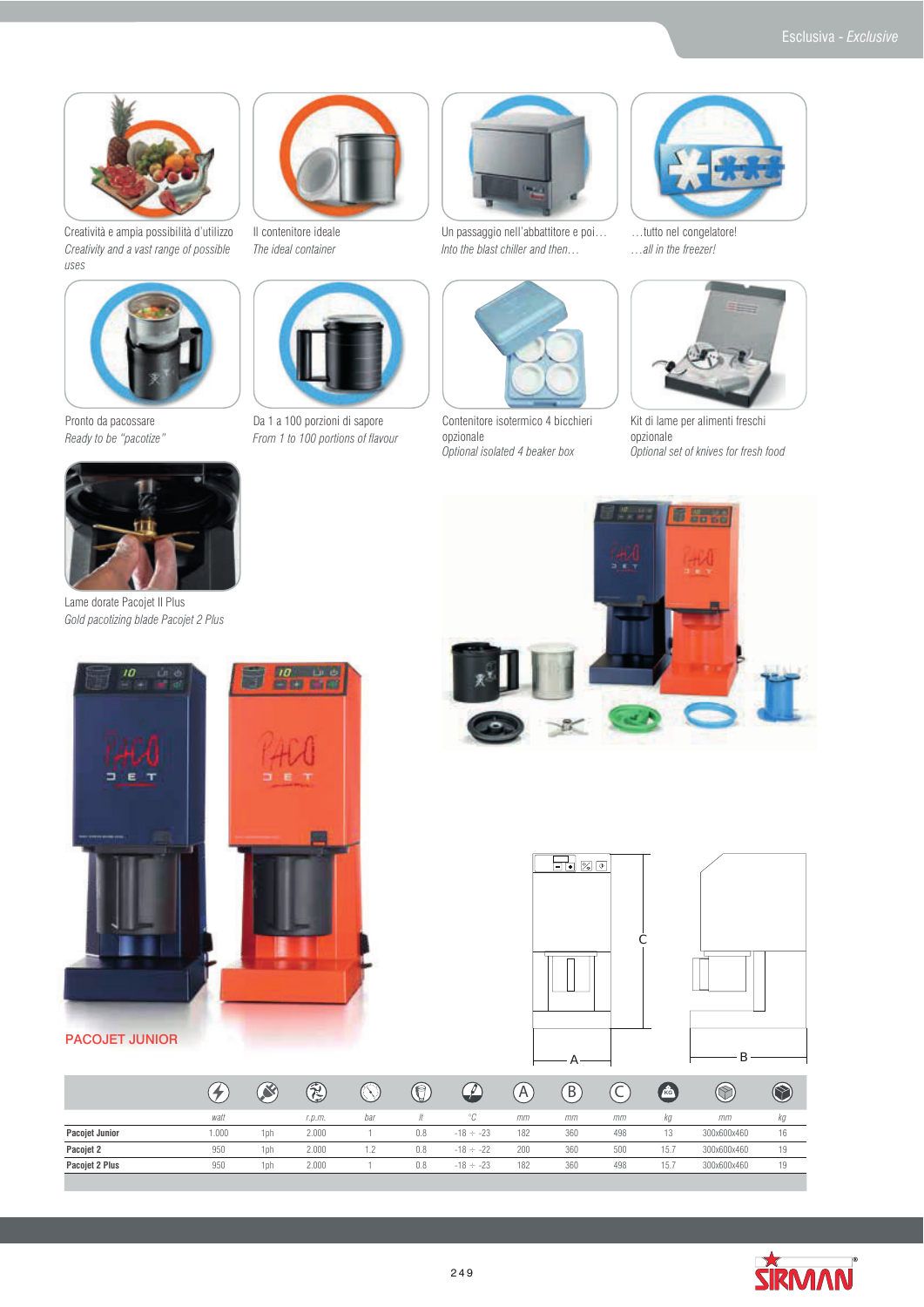Creatività e ampia possibilità d'utilizzo
*Creativity and a vast range of possible uses*

Il contenitore ideale
*The ideal container*

Un passaggio nell'abbattitore e poi…
*Into the blast chiller and then…*

…tutto nel congelatore!
*…all in the freezer!*

Pronto da pacossare
*Ready to be "pacotize"*

Da 1 a 100 porzioni di sapore
*From 1 to 100 portions of flavour*

Contenitore isotermico 4 bicchieri opzionale
*Optional isolated 4 beaker box*

Kit di lame per alimenti freschi opzionale
*Optional set of knives for fresh food*

Lame dorate Pacojet II Plus
*Gold pacotizing blade Pacojet 2 Plus*

PACOJET JUNIOR

| | | | | | | | A | B | C | | | |
|---|---|---|---|---|---|---|---|---|---|---|---|---|
| | watt | | r.p.m. | bar | lt | °C | mm | mm | mm | kg | mm | kg |
| **Pacojet Junior** | 1.000 | 1ph | 2.000 | 1 | 0.8 | -18 ÷ -23 | 182 | 360 | 498 | 13 | 300x600x460 | 16 |
| **Pacojet 2** | 950 | 1ph | 2.000 | 1.2 | 0.8 | -18 ÷ -22 | 200 | 360 | 500 | 15.7 | 300x600x460 | 19 |
| **Pacojet 2 Plus** | 950 | 1ph | 2.000 | 1 | 0.8 | -18 ÷ -23 | 182 | 360 | 498 | 15.7 | 300x600x460 | 19 |